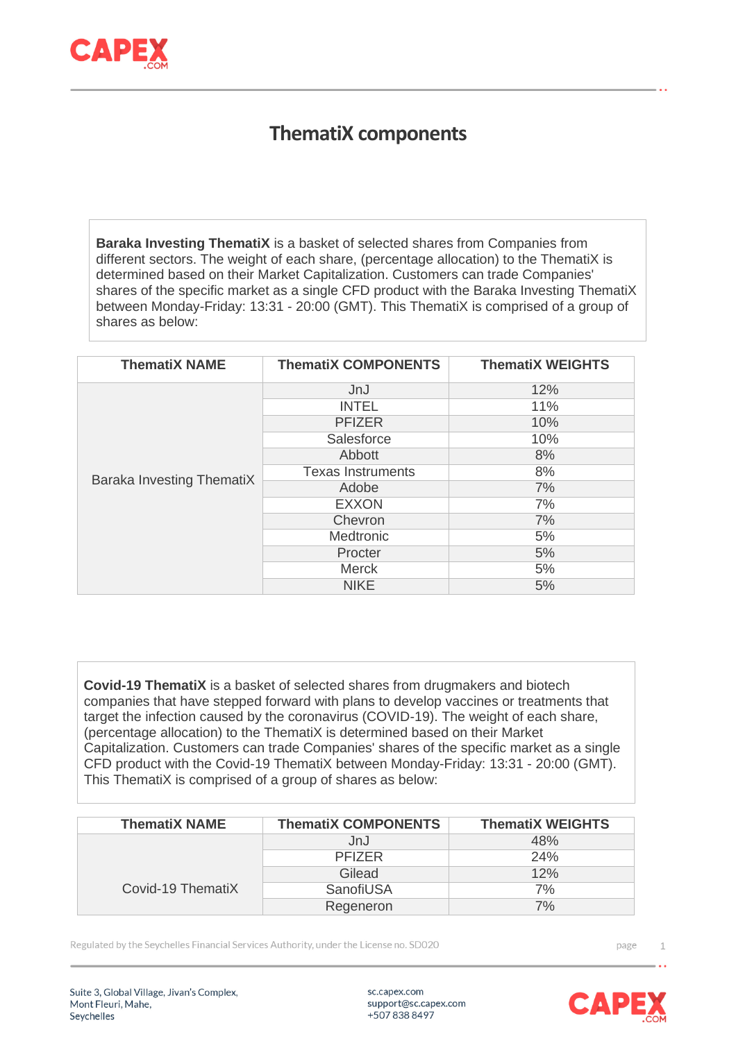# ThematiX components

**Baraka Investing ThematiX** is a basket of selected shares from Companies from different sectors. The weight of each share, (percentage allocation) to the ThematiX is determined based on their Market Capitalization. Customers can trade Companies' shares of the specific market as a single CFD product with the Baraka Investing ThematiX between Monday-Friday: 13:31 - 20:00 (GMT). This ThematiX is comprised of a group of shares as below:

| ThematiX NAME | ThematiX COMPONENTS | ThematiX WEIGHTS |
|---|---|---|
| Baraka Investing ThematiX | JnJ | 12% |
| | INTEL | 11% |
| | PFIZER | 10% |
| | Salesforce | 10% |
| | Abbott | 8% |
| | Texas Instruments | 8% |
| | Adobe | 7% |
| | EXXON | 7% |
| | Chevron | 7% |
| | Medtronic | 5% |
| | Procter | 5% |
| | Merck | 5% |
| | NIKE | 5% |

**Covid-19 ThematiX** is a basket of selected shares from drugmakers and biotech companies that have stepped forward with plans to develop vaccines or treatments that target the infection caused by the coronavirus (COVID-19). The weight of each share, (percentage allocation) to the ThematiX is determined based on their Market Capitalization. Customers can trade Companies' shares of the specific market as a single CFD product with the Covid-19 ThematiX between Monday-Friday: 13:31 - 20:00 (GMT). This ThematiX is comprised of a group of shares as below:

| ThematiX NAME | ThematiX COMPONENTS | ThematiX WEIGHTS |
|---|---|---|
| Covid-19 ThematiX | JnJ | 48% |
| | PFIZER | 24% |
| | Gilead | 12% |
| | SanofiUSA | 7% |
| | Regeneron | 7% |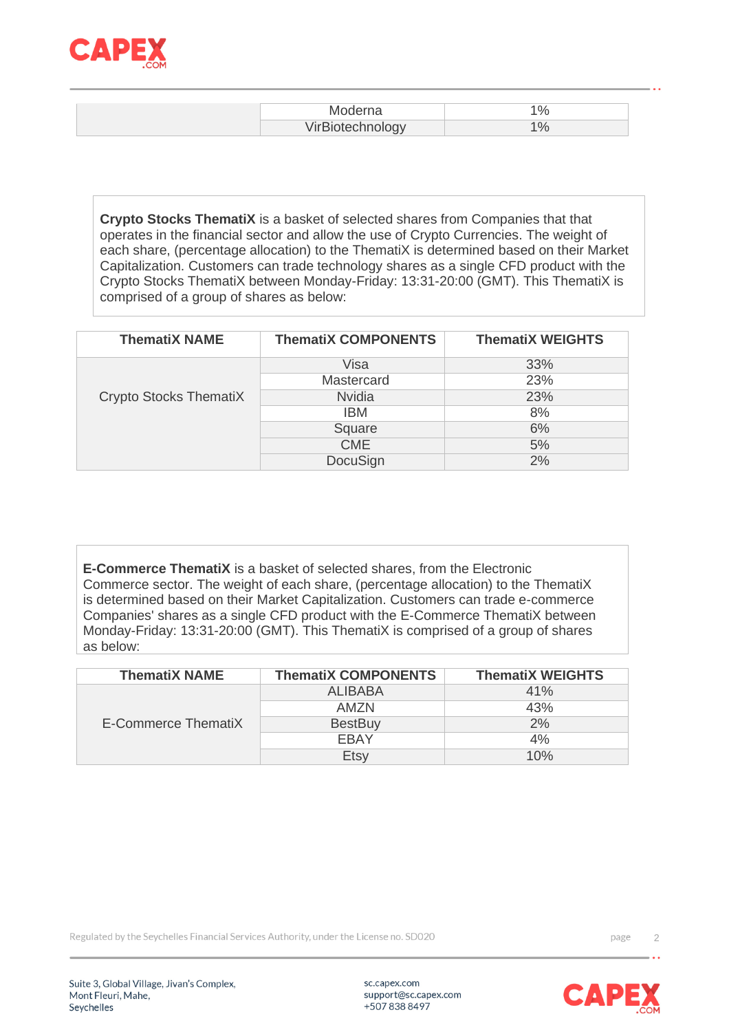| | | |
|---|---|---|
| | Moderna | 1% |
| | VirBiotechnology | 1% |

**Crypto Stocks ThematiX** is a basket of selected shares from Companies that that operates in the financial sector and allow the use of Crypto Currencies. The weight of each share, (percentage allocation) to the ThematiX is determined based on their Market Capitalization. Customers can trade technology shares as a single CFD product with the Crypto Stocks ThematiX between Monday-Friday: 13:31-20:00 (GMT). This ThematiX is comprised of a group of shares as below:

| ThematiX NAME | ThematiX COMPONENTS | ThematiX WEIGHTS |
|---|---|---|
| Crypto Stocks ThematiX | Visa | 33% |
| | Mastercard | 23% |
| | Nvidia | 23% |
| | IBM | 8% |
| | Square | 6% |
| | CME | 5% |
| | DocuSign | 2% |

**E-Commerce ThematiX** is a basket of selected shares, from the Electronic Commerce sector. The weight of each share, (percentage allocation) to the ThematiX is determined based on their Market Capitalization. Customers can trade e-commerce Companies' shares as a single CFD product with the E-Commerce ThematiX between Monday-Friday: 13:31-20:00 (GMT). This ThematiX is comprised of a group of shares as below:

| ThematiX NAME | ThematiX COMPONENTS | ThematiX WEIGHTS |
|---|---|---|
| E-Commerce ThematiX | ALIBABA | 41% |
| | AMZN | 43% |
| | BestBuy | 2% |
| | EBAY | 4% |
| | Etsy | 10% |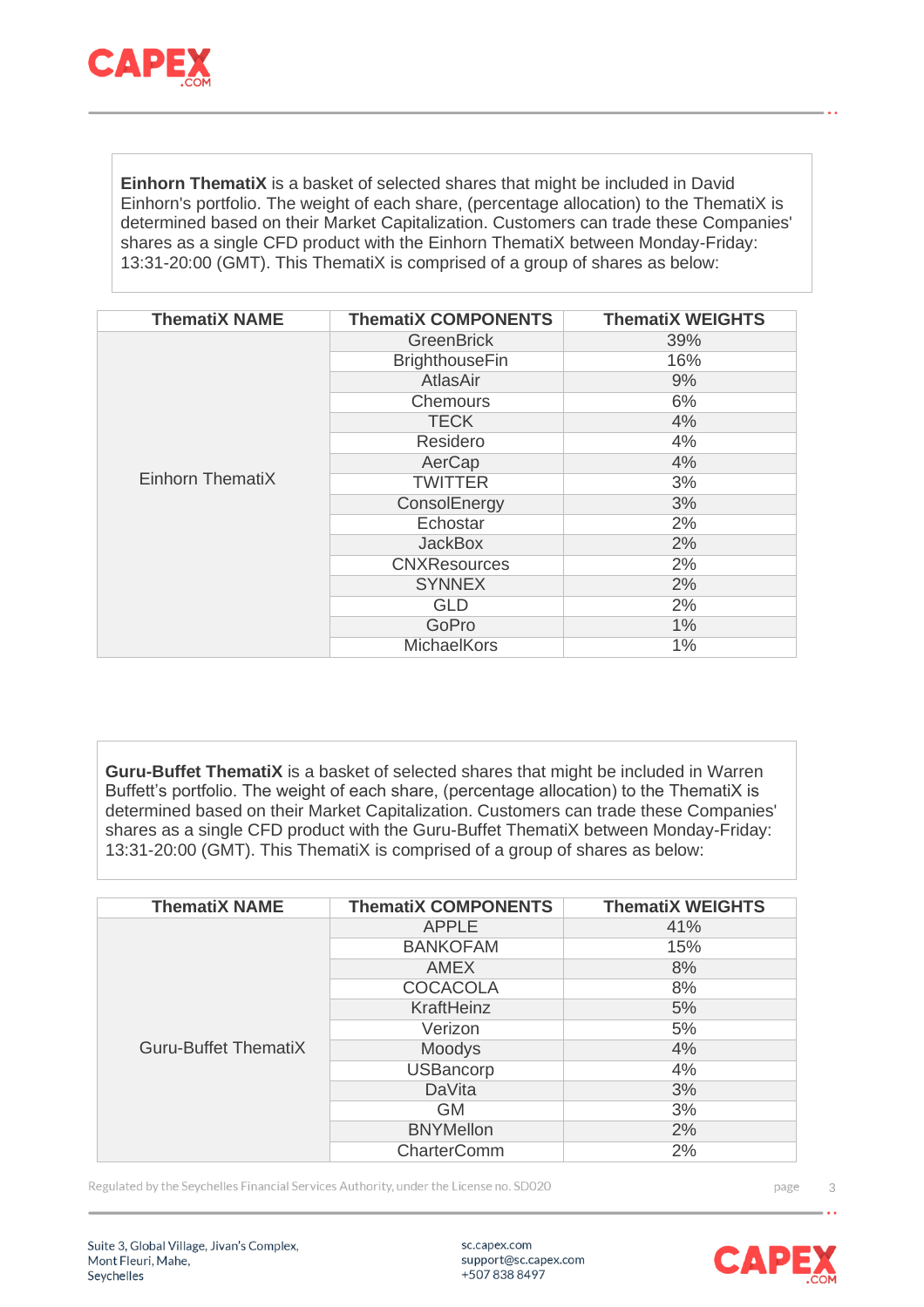**Einhorn ThematiX** is a basket of selected shares that might be included in David Einhorn's portfolio. The weight of each share, (percentage allocation) to the ThematiX is determined based on their Market Capitalization. Customers can trade these Companies' shares as a single CFD product with the Einhorn ThematiX between Monday-Friday: 13:31-20:00 (GMT). This ThematiX is comprised of a group of shares as below:

| ThematiX NAME | ThematiX COMPONENTS | ThematiX WEIGHTS |
|---|---|---|
| Einhorn ThematiX | GreenBrick | 39% |
| | BrighthouseFin | 16% |
| | AtlasAir | 9% |
| | Chemours | 6% |
| | TECK | 4% |
| | Residero | 4% |
| | AerCap | 4% |
| | TWITTER | 3% |
| | ConsolEnergy | 3% |
| | Echostar | 2% |
| | JackBox | 2% |
| | CNXResources | 2% |
| | SYNNEX | 2% |
| | GLD | 2% |
| | GoPro | 1% |
| | MichaelKors | 1% |

**Guru-Buffet ThematiX** is a basket of selected shares that might be included in Warren Buffett's portfolio. The weight of each share, (percentage allocation) to the ThematiX is determined based on their Market Capitalization. Customers can trade these Companies' shares as a single CFD product with the Guru-Buffet ThematiX between Monday-Friday: 13:31-20:00 (GMT). This ThematiX is comprised of a group of shares as below:

| ThematiX NAME | ThematiX COMPONENTS | ThematiX WEIGHTS |
|---|---|---|
| Guru-Buffet ThematiX | APPLE | 41% |
| | BANKOFAM | 15% |
| | AMEX | 8% |
| | COCACOLA | 8% |
| | KraftHeinz | 5% |
| | Verizon | 5% |
| | Moodys | 4% |
| | USBancorp | 4% |
| | DaVita | 3% |
| | GM | 3% |
| | BNYMellon | 2% |
| | CharterComm | 2% |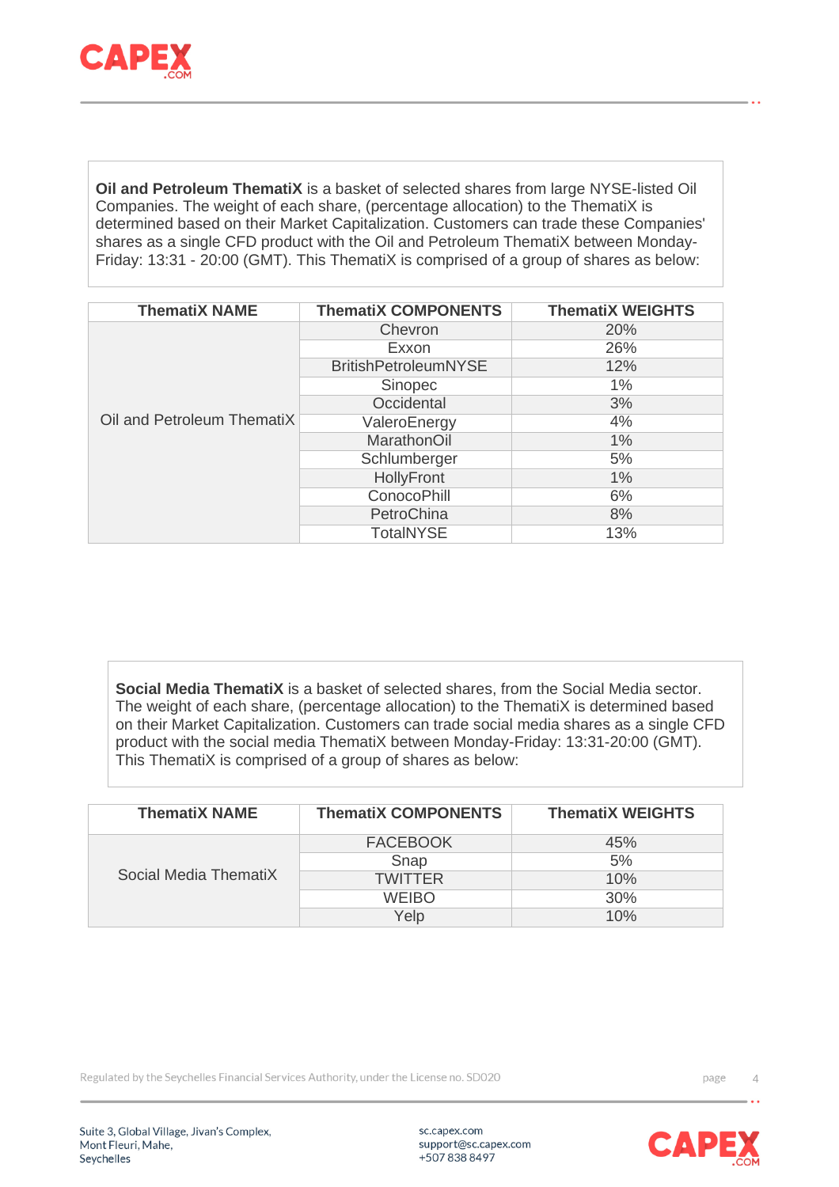**Oil and Petroleum ThematiX** is a basket of selected shares from large NYSE-listed Oil Companies. The weight of each share, (percentage allocation) to the ThematiX is determined based on their Market Capitalization. Customers can trade these Companies' shares as a single CFD product with the Oil and Petroleum ThematiX between Monday-Friday: 13:31 - 20:00 (GMT). This ThematiX is comprised of a group of shares as below:

| ThematiX NAME | ThematiX COMPONENTS | ThematiX WEIGHTS |
|---|---|---|
| Oil and Petroleum ThematiX | Chevron | 20% |
| | Exxon | 26% |
| | BritishPetroleumNYSE | 12% |
| | Sinopec | 1% |
| | Occidental | 3% |
| | ValeroEnergy | 4% |
| | MarathonOil | 1% |
| | Schlumberger | 5% |
| | HollyFront | 1% |
| | ConocoPhill | 6% |
| | PetroChina | 8% |
| | TotalNYSE | 13% |

**Social Media ThematiX** is a basket of selected shares, from the Social Media sector. The weight of each share, (percentage allocation) to the ThematiX is determined based on their Market Capitalization. Customers can trade social media shares as a single CFD product with the social media ThematiX between Monday-Friday: 13:31-20:00 (GMT). This ThematiX is comprised of a group of shares as below:

| ThematiX NAME | ThematiX COMPONENTS | ThematiX WEIGHTS |
|---|---|---|
| Social Media ThematiX | FACEBOOK | 45% |
| | Snap | 5% |
| | TWITTER | 10% |
| | WEIBO | 30% |
| | Yelp | 10% |

Regulated by the Seychelles Financial Services Authority, under the License no. SD020

Suite 3, Global Village, Jivan's Complex, Mont Fleuri, Mahe, Seychelles

sc.capex.com
support@sc.capex.com
+507 838 8497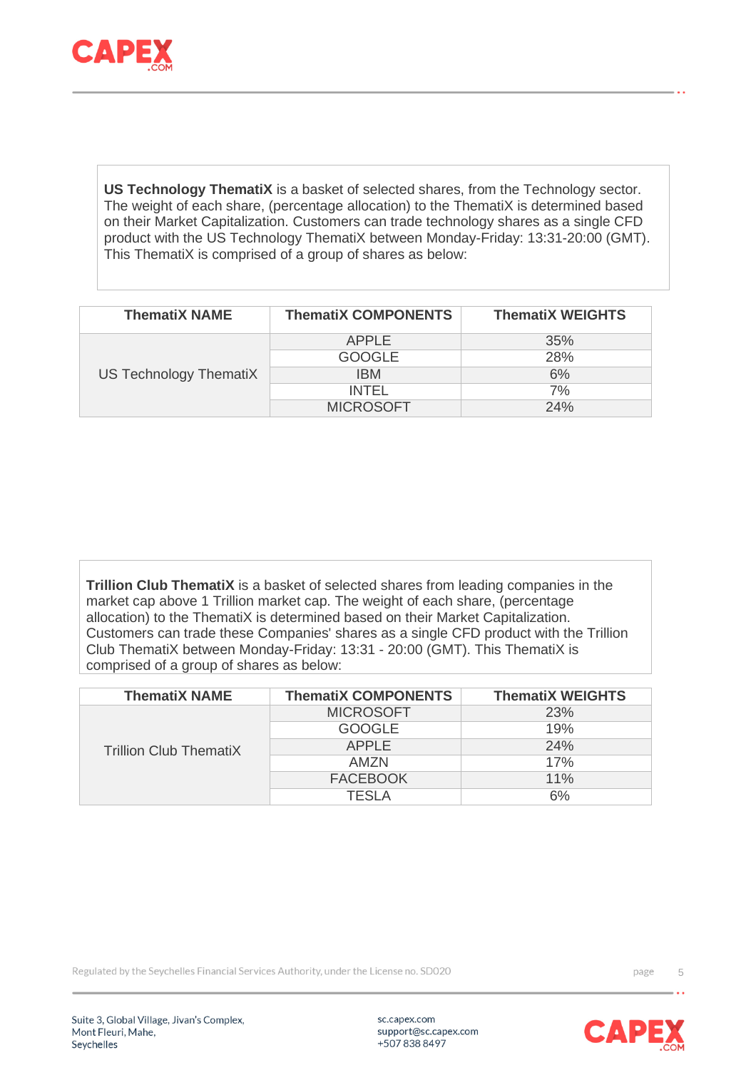**US Technology ThematiX** is a basket of selected shares, from the Technology sector. The weight of each share, (percentage allocation) to the ThematiX is determined based on their Market Capitalization. Customers can trade technology shares as a single CFD product with the US Technology ThematiX between Monday-Friday: 13:31-20:00 (GMT). This ThematiX is comprised of a group of shares as below:

| ThematiX NAME | ThematiX COMPONENTS | ThematiX WEIGHTS |
|---|---|---|
| US Technology ThematiX | APPLE | 35% |
| | GOOGLE | 28% |
| | IBM | 6% |
| | INTEL | 7% |
| | MICROSOFT | 24% |

**Trillion Club ThematiX** is a basket of selected shares from leading companies in the market cap above 1 Trillion market cap. The weight of each share, (percentage allocation) to the ThematiX is determined based on their Market Capitalization. Customers can trade these Companies' shares as a single CFD product with the Trillion Club ThematiX between Monday-Friday: 13:31 - 20:00 (GMT). This ThematiX is comprised of a group of shares as below:

| ThematiX NAME | ThematiX COMPONENTS | ThematiX WEIGHTS |
|---|---|---|
| Trillion Club ThematiX | MICROSOFT | 23% |
| | GOOGLE | 19% |
| | APPLE | 24% |
| | AMZN | 17% |
| | FACEBOOK | 11% |
| | TESLA | 6% |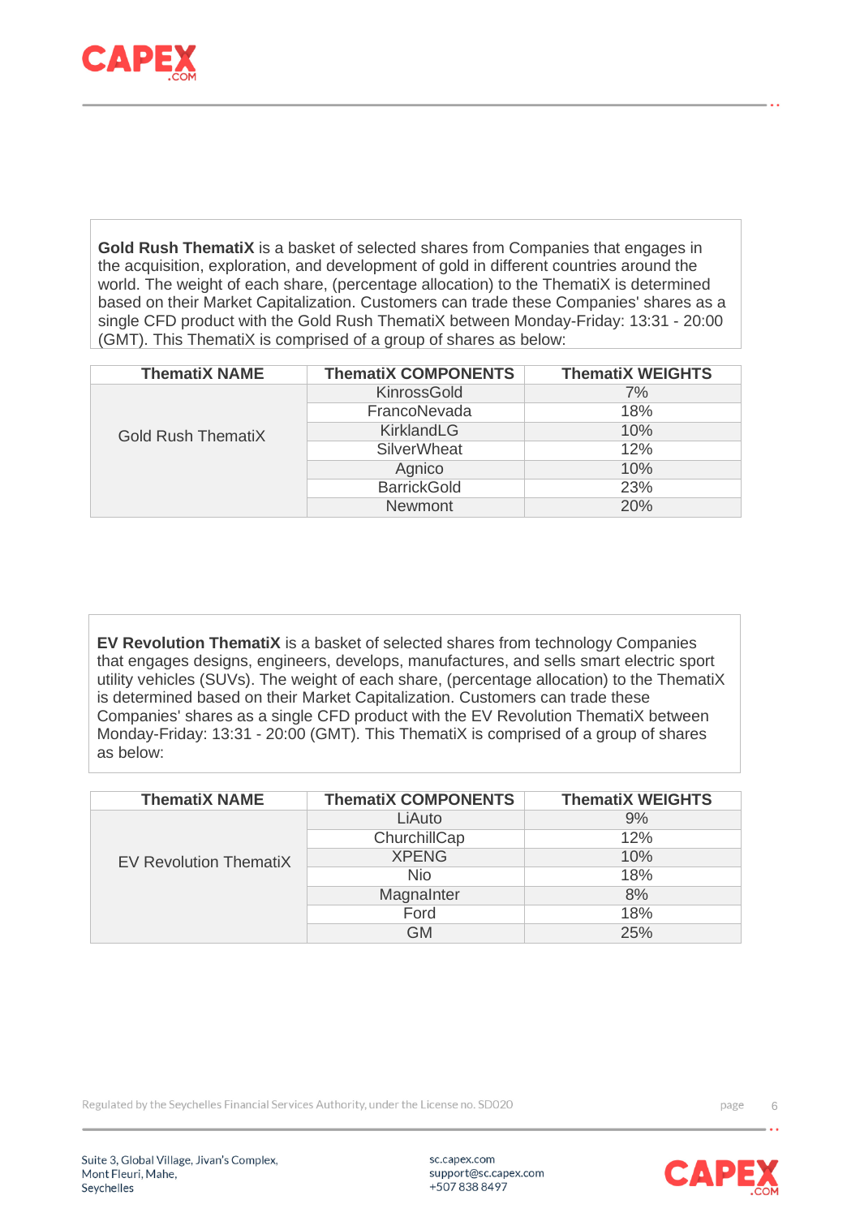**Gold Rush ThematiX** is a basket of selected shares from Companies that engages in the acquisition, exploration, and development of gold in different countries around the world. The weight of each share, (percentage allocation) to the ThematiX is determined based on their Market Capitalization. Customers can trade these Companies' shares as a single CFD product with the Gold Rush ThematiX between Monday-Friday: 13:31 - 20:00 (GMT). This ThematiX is comprised of a group of shares as below:

| ThematiX NAME | ThematiX COMPONENTS | ThematiX WEIGHTS |
|---|---|---|
| Gold Rush ThematiX | KinrossGold | 7% |
| | FrancoNevada | 18% |
| | KirklandLG | 10% |
| | SilverWheat | 12% |
| | Agnico | 10% |
| | BarrickGold | 23% |
| | Newmont | 20% |

**EV Revolution ThematiX** is a basket of selected shares from technology Companies that engages designs, engineers, develops, manufactures, and sells smart electric sport utility vehicles (SUVs). The weight of each share, (percentage allocation) to the ThematiX is determined based on their Market Capitalization. Customers can trade these Companies' shares as a single CFD product with the EV Revolution ThematiX between Monday-Friday: 13:31 - 20:00 (GMT). This ThematiX is comprised of a group of shares as below:

| ThematiX NAME | ThematiX COMPONENTS | ThematiX WEIGHTS |
|---|---|---|
| EV Revolution ThematiX | LiAuto | 9% |
| | ChurchillCap | 12% |
| | XPENG | 10% |
| | Nio | 18% |
| | MagnaInter | 8% |
| | Ford | 18% |
| | GM | 25% |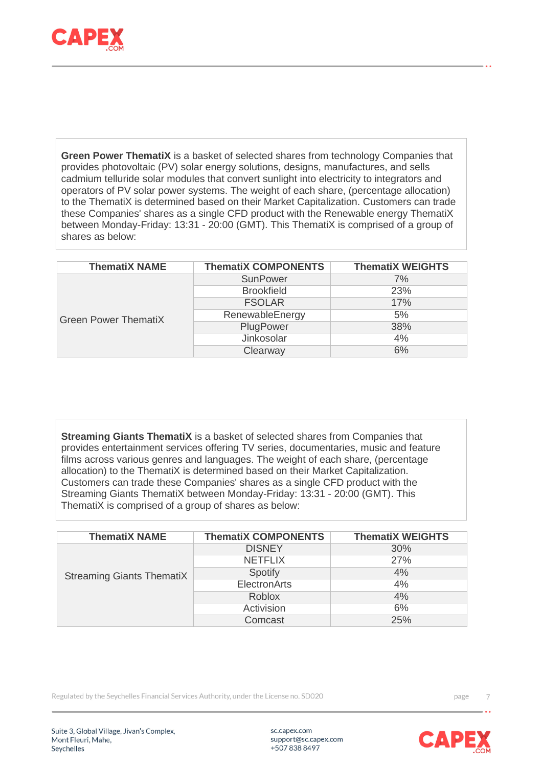**Green Power ThematiX** is a basket of selected shares from technology Companies that provides photovoltaic (PV) solar energy solutions, designs, manufactures, and sells cadmium telluride solar modules that convert sunlight into electricity to integrators and operators of PV solar power systems. The weight of each share, (percentage allocation) to the ThematiX is determined based on their Market Capitalization. Customers can trade these Companies' shares as a single CFD product with the Renewable energy ThematiX between Monday-Friday: 13:31 - 20:00 (GMT). This ThematiX is comprised of a group of shares as below:

| ThematiX NAME | ThematiX COMPONENTS | ThematiX WEIGHTS |
|---|---|---|
| Green Power ThematiX | SunPower | 7% |
| | Brookfield | 23% |
| | FSOLAR | 17% |
| | RenewableEnergy | 5% |
| | PlugPower | 38% |
| | Jinkosolar | 4% |
| | Clearway | 6% |

**Streaming Giants ThematiX** is a basket of selected shares from Companies that provides entertainment services offering TV series, documentaries, music and feature films across various genres and languages. The weight of each share, (percentage allocation) to the ThematiX is determined based on their Market Capitalization. Customers can trade these Companies' shares as a single CFD product with the Streaming Giants ThematiX between Monday-Friday: 13:31 - 20:00 (GMT). This ThematiX is comprised of a group of shares as below:

| ThematiX NAME | ThematiX COMPONENTS | ThematiX WEIGHTS |
|---|---|---|
| Streaming Giants ThematiX | DISNEY | 30% |
| | NETFLIX | 27% |
| | Spotify | 4% |
| | ElectronArts | 4% |
| | Roblox | 4% |
| | Activision | 6% |
| | Comcast | 25% |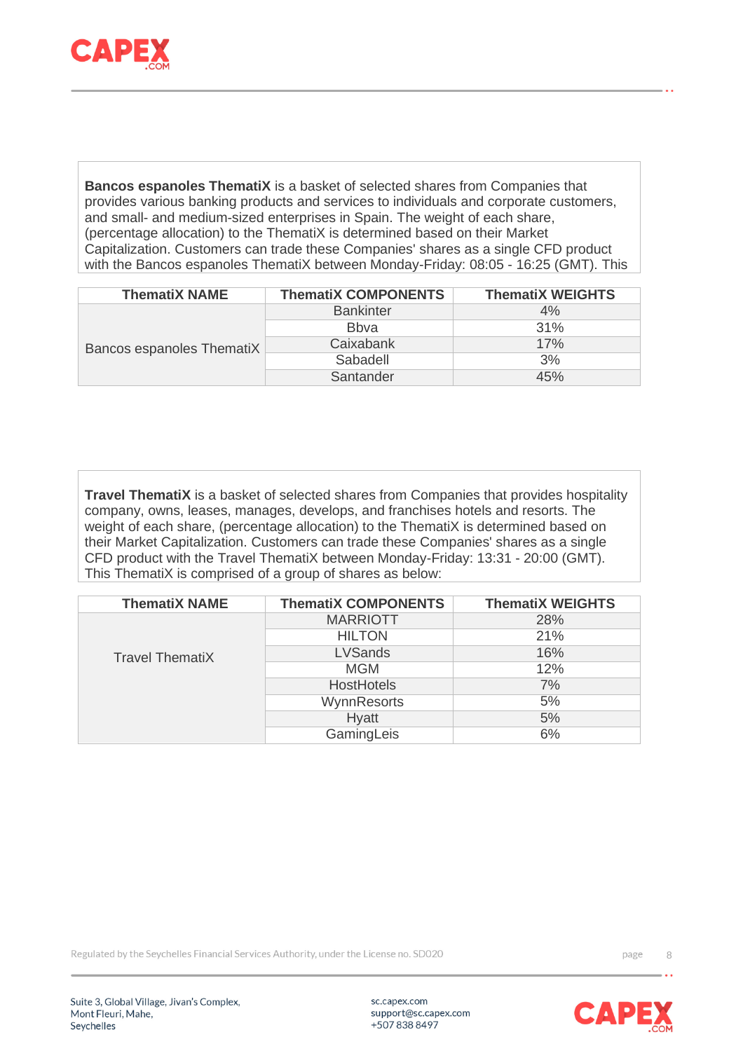**Bancos espanoles ThematiX** is a basket of selected shares from Companies that provides various banking products and services to individuals and corporate customers, and small- and medium-sized enterprises in Spain. The weight of each share, (percentage allocation) to the ThematiX is determined based on their Market Capitalization. Customers can trade these Companies' shares as a single CFD product with the Bancos espanoles ThematiX between Monday-Friday: 08:05 - 16:25 (GMT). This

| ThematiX NAME | ThematiX COMPONENTS | ThematiX WEIGHTS |
|---|---|---|
| Bancos espanoles ThematiX | Bankinter | 4% |
| | Bbva | 31% |
| | Caixabank | 17% |
| | Sabadell | 3% |
| | Santander | 45% |

**Travel ThematiX** is a basket of selected shares from Companies that provides hospitality company, owns, leases, manages, develops, and franchises hotels and resorts. The weight of each share, (percentage allocation) to the ThematiX is determined based on their Market Capitalization. Customers can trade these Companies' shares as a single CFD product with the Travel ThematiX between Monday-Friday: 13:31 - 20:00 (GMT). This ThematiX is comprised of a group of shares as below:

| ThematiX NAME | ThematiX COMPONENTS | ThematiX WEIGHTS |
|---|---|---|
| Travel ThematiX | MARRIOTT | 28% |
| | HILTON | 21% |
| | LVSands | 16% |
| | MGM | 12% |
| | HostHotels | 7% |
| | WynnResorts | 5% |
| | Hyatt | 5% |
| | GamingLeis | 6% |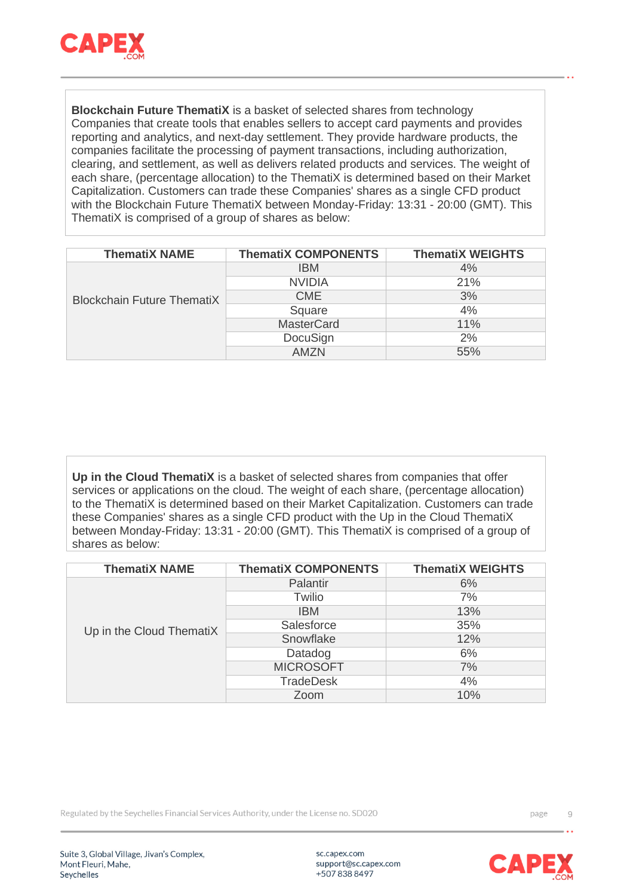**Blockchain Future ThematiX** is a basket of selected shares from technology Companies that create tools that enables sellers to accept card payments and provides reporting and analytics, and next-day settlement. They provide hardware products, the companies facilitate the processing of payment transactions, including authorization, clearing, and settlement, as well as delivers related products and services. The weight of each share, (percentage allocation) to the ThematiX is determined based on their Market Capitalization. Customers can trade these Companies' shares as a single CFD product with the Blockchain Future ThematiX between Monday-Friday: 13:31 - 20:00 (GMT). This ThematiX is comprised of a group of shares as below:

| ThematiX NAME | ThematiX COMPONENTS | ThematiX WEIGHTS |
|---|---|---|
| Blockchain Future ThematiX | IBM | 4% |
| | NVIDIA | 21% |
| | CME | 3% |
| | Square | 4% |
| | MasterCard | 11% |
| | DocuSign | 2% |
| | AMZN | 55% |

**Up in the Cloud ThematiX** is a basket of selected shares from companies that offer services or applications on the cloud. The weight of each share, (percentage allocation) to the ThematiX is determined based on their Market Capitalization. Customers can trade these Companies' shares as a single CFD product with the Up in the Cloud ThematiX between Monday-Friday: 13:31 - 20:00 (GMT). This ThematiX is comprised of a group of shares as below:

| ThematiX NAME | ThematiX COMPONENTS | ThematiX WEIGHTS |
|---|---|---|
| Up in the Cloud ThematiX | Palantir | 6% |
| | Twilio | 7% |
| | IBM | 13% |
| | Salesforce | 35% |
| | Snowflake | 12% |
| | Datadog | 6% |
| | MICROSOFT | 7% |
| | TradeDesk | 4% |
| | Zoom | 10% |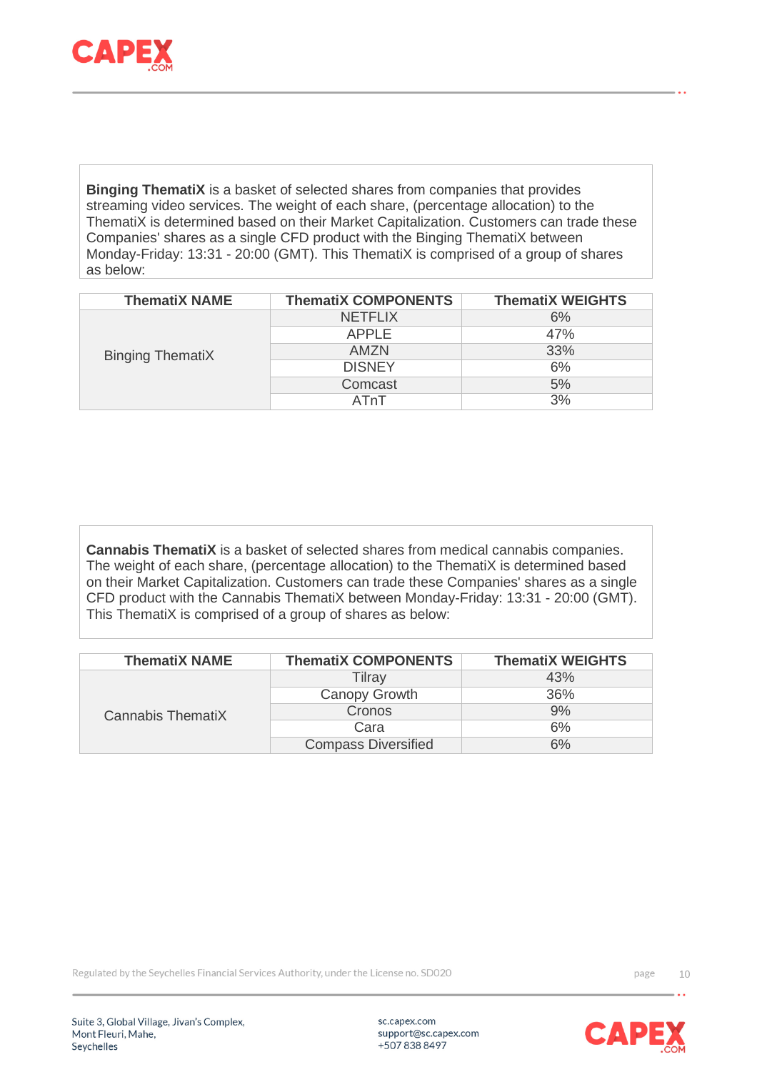**Binging ThematiX** is a basket of selected shares from companies that provides streaming video services. The weight of each share, (percentage allocation) to the ThematiX is determined based on their Market Capitalization. Customers can trade these Companies' shares as a single CFD product with the Binging ThematiX between Monday-Friday: 13:31 - 20:00 (GMT). This ThematiX is comprised of a group of shares as below:

| ThematiX NAME | ThematiX COMPONENTS | ThematiX WEIGHTS |
|---|---|---|
| Binging ThematiX | NETFLIX | 6% |
| | APPLE | 47% |
| | AMZN | 33% |
| | DISNEY | 6% |
| | Comcast | 5% |
| | ATnT | 3% |

**Cannabis ThematiX** is a basket of selected shares from medical cannabis companies. The weight of each share, (percentage allocation) to the ThematiX is determined based on their Market Capitalization. Customers can trade these Companies' shares as a single CFD product with the Cannabis ThematiX between Monday-Friday: 13:31 - 20:00 (GMT). This ThematiX is comprised of a group of shares as below:

| ThematiX NAME | ThematiX COMPONENTS | ThematiX WEIGHTS |
|---|---|---|
| Cannabis ThematiX | Tilray | 43% |
| | Canopy Growth | 36% |
| | Cronos | 9% |
| | Cara | 6% |
| | Compass Diversified | 6% |

Regulated by the Seychelles Financial Services Authority, under the License no. SD020

Suite 3, Global Village, Jivan's Complex,
Mont Fleuri, Mahe,
Seychelles

sc.capex.com
support@sc.capex.com
+507 838 8497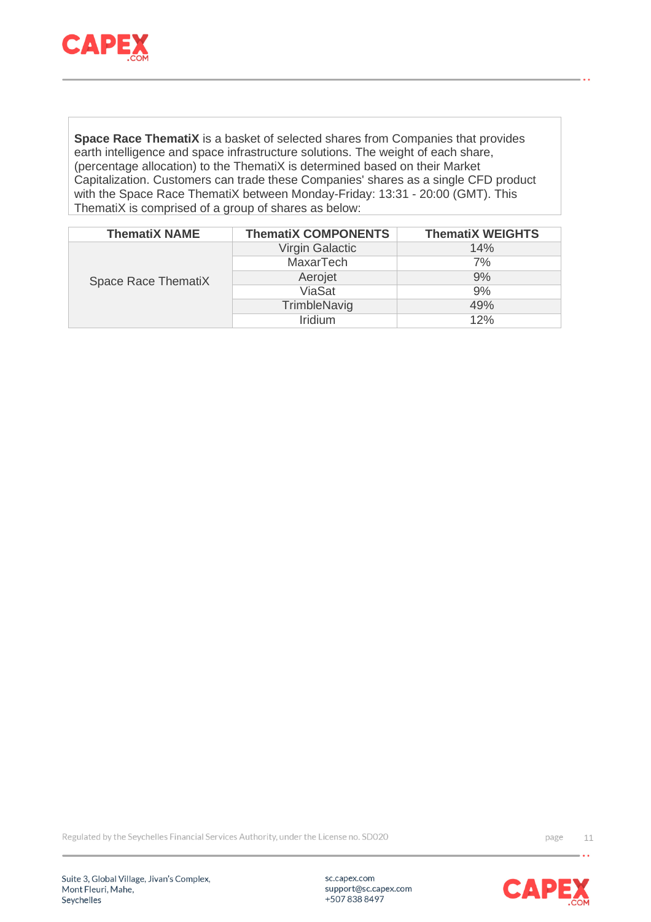**Space Race ThematiX** is a basket of selected shares from Companies that provides earth intelligence and space infrastructure solutions. The weight of each share, (percentage allocation) to the ThematiX is determined based on their Market Capitalization. Customers can trade these Companies' shares as a single CFD product with the Space Race ThematiX between Monday-Friday: 13:31 - 20:00 (GMT). This ThematiX is comprised of a group of shares as below:

| ThematiX NAME | ThematiX COMPONENTS | ThematiX WEIGHTS |
|---|---|---|
| Space Race ThematiX | Virgin Galactic | 14% |
| | MaxarTech | 7% |
| | Aerojet | 9% |
| | ViaSat | 9% |
| | TrimbleNavig | 49% |
| | Iridium | 12% |